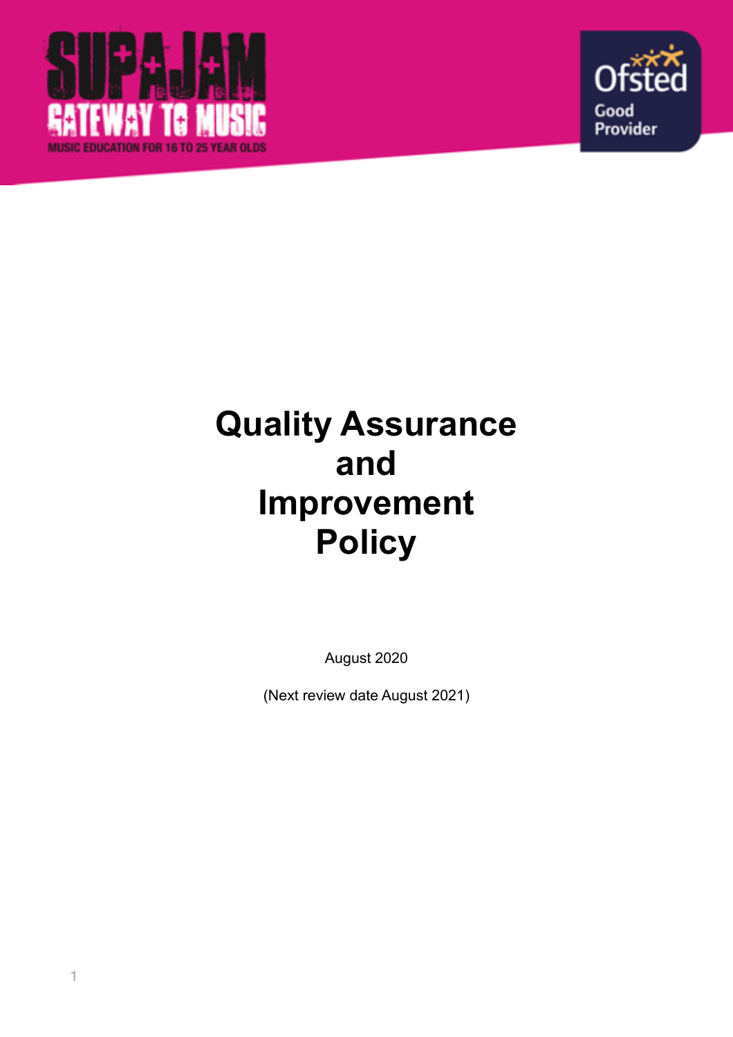# Quality Assurance and Improvement Policy

August 2020

(Next review date August 2021)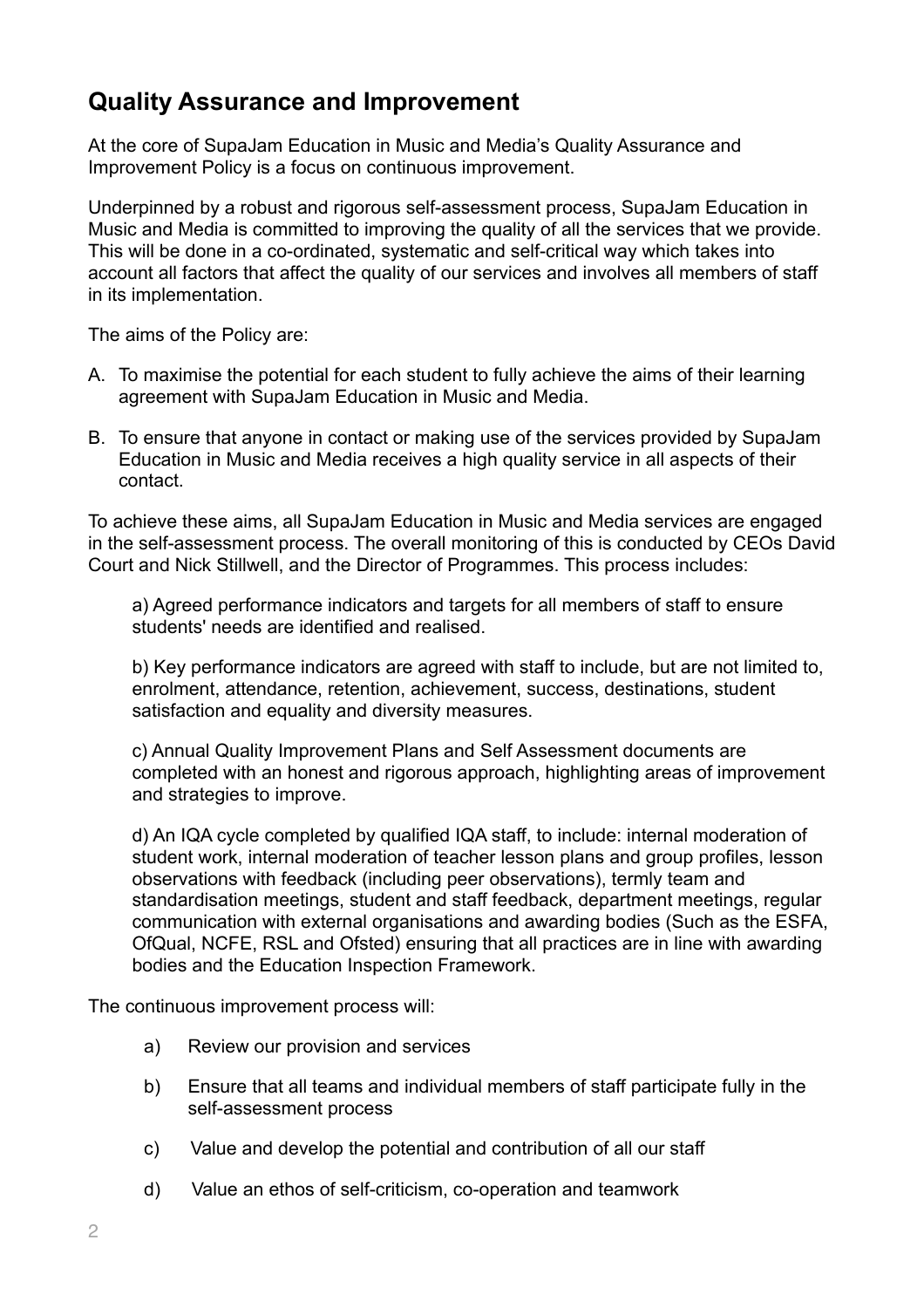## Quality Assurance and Improvement

At the core of SupaJam Education in Music and Media's Quality Assurance and Improvement Policy is a focus on continuous improvement.

Underpinned by a robust and rigorous self-assessment process, SupaJam Education in Music and Media is committed to improving the quality of all the services that we provide. This will be done in a co-ordinated, systematic and self-critical way which takes into account all factors that affect the quality of our services and involves all members of staff in its implementation.

The aims of the Policy are:

A. To maximise the potential for each student to fully achieve the aims of their learning agreement with SupaJam Education in Music and Media.

B. To ensure that anyone in contact or making use of the services provided by SupaJam Education in Music and Media receives a high quality service in all aspects of their contact.

To achieve these aims, all SupaJam Education in Music and Media services are engaged in the self-assessment process. The overall monitoring of this is conducted by CEOs David Court and Nick Stillwell, and the Director of Programmes. This process includes:

a) Agreed performance indicators and targets for all members of staff to ensure students' needs are identified and realised.

b) Key performance indicators are agreed with staff to include, but are not limited to, enrolment, attendance, retention, achievement, success, destinations, student satisfaction and equality and diversity measures.

c) Annual Quality Improvement Plans and Self Assessment documents are completed with an honest and rigorous approach, highlighting areas of improvement and strategies to improve.

d) An IQA cycle completed by qualified IQA staff, to include: internal moderation of student work, internal moderation of teacher lesson plans and group profiles, lesson observations with feedback (including peer observations), termly team and standardisation meetings, student and staff feedback, department meetings, regular communication with external organisations and awarding bodies (Such as the ESFA, OfQual, NCFE, RSL and Ofsted) ensuring that all practices are in line with awarding bodies and the Education Inspection Framework.

The continuous improvement process will:

a) Review our provision and services

b) Ensure that all teams and individual members of staff participate fully in the self-assessment process

c) Value and develop the potential and contribution of all our staff

d) Value an ethos of self-criticism, co-operation and teamwork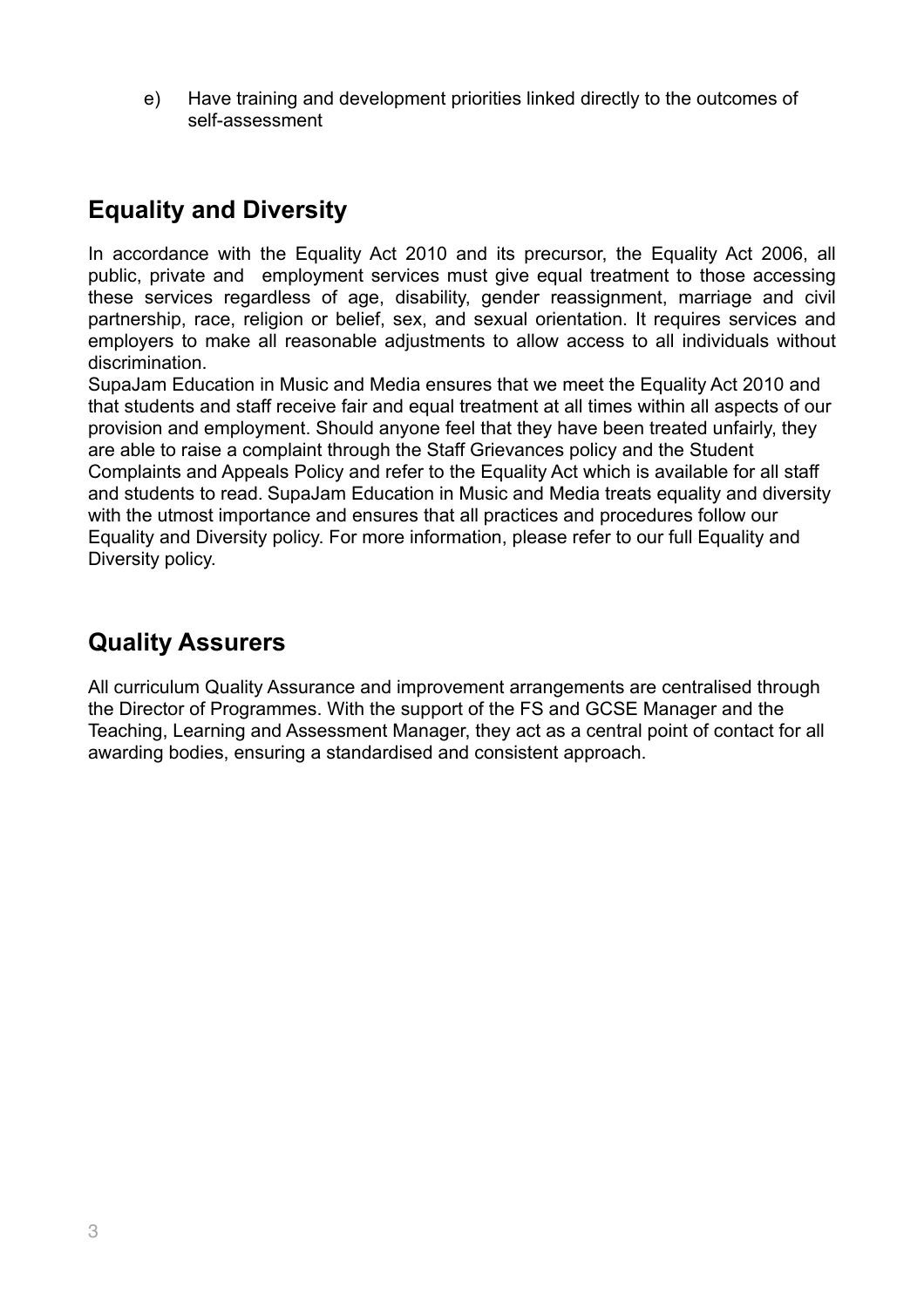e) Have training and development priorities linked directly to the outcomes of self-assessment

## Equality and Diversity

In accordance with the Equality Act 2010 and its precursor, the Equality Act 2006, all public, private and employment services must give equal treatment to those accessing these services regardless of age, disability, gender reassignment, marriage and civil partnership, race, religion or belief, sex, and sexual orientation. It requires services and employers to make all reasonable adjustments to allow access to all individuals without discrimination.

SupaJam Education in Music and Media ensures that we meet the Equality Act 2010 and that students and staff receive fair and equal treatment at all times within all aspects of our provision and employment. Should anyone feel that they have been treated unfairly, they are able to raise a complaint through the Staff Grievances policy and the Student Complaints and Appeals Policy and refer to the Equality Act which is available for all staff and students to read. SupaJam Education in Music and Media treats equality and diversity with the utmost importance and ensures that all practices and procedures follow our Equality and Diversity policy. For more information, please refer to our full Equality and Diversity policy.

## Quality Assurers

All curriculum Quality Assurance and improvement arrangements are centralised through the Director of Programmes. With the support of the FS and GCSE Manager and the Teaching, Learning and Assessment Manager, they act as a central point of contact for all awarding bodies, ensuring a standardised and consistent approach.